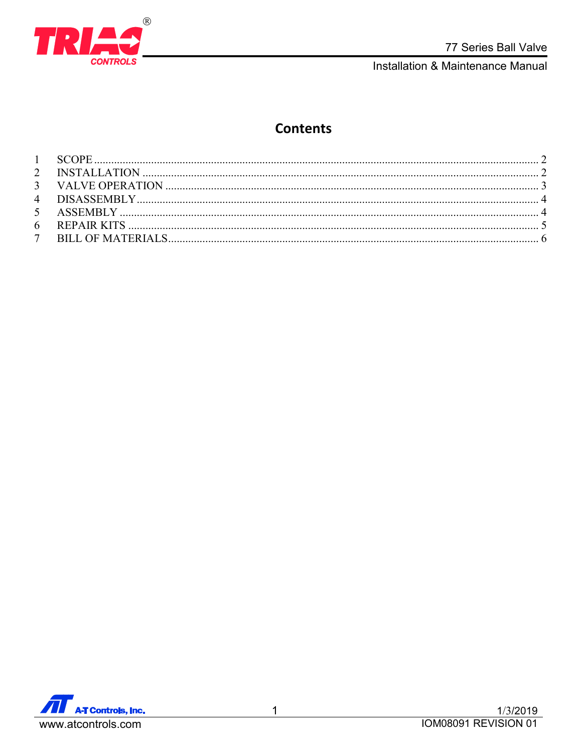# Contents

1 SCOPE ........................................................................................................................................ 2
2 INSTALLATION ........................................................................................................................ 2
3 VALVE OPERATION ................................................................................................................ 3
4 DISASSEMBLY.......................................................................................................................... 4
5 ASSEMBLY ................................................................................................................................ 4
6 REPAIR KITS ............................................................................................................................ 5
7 BILL OF MATERIALS............................................................................................................... 6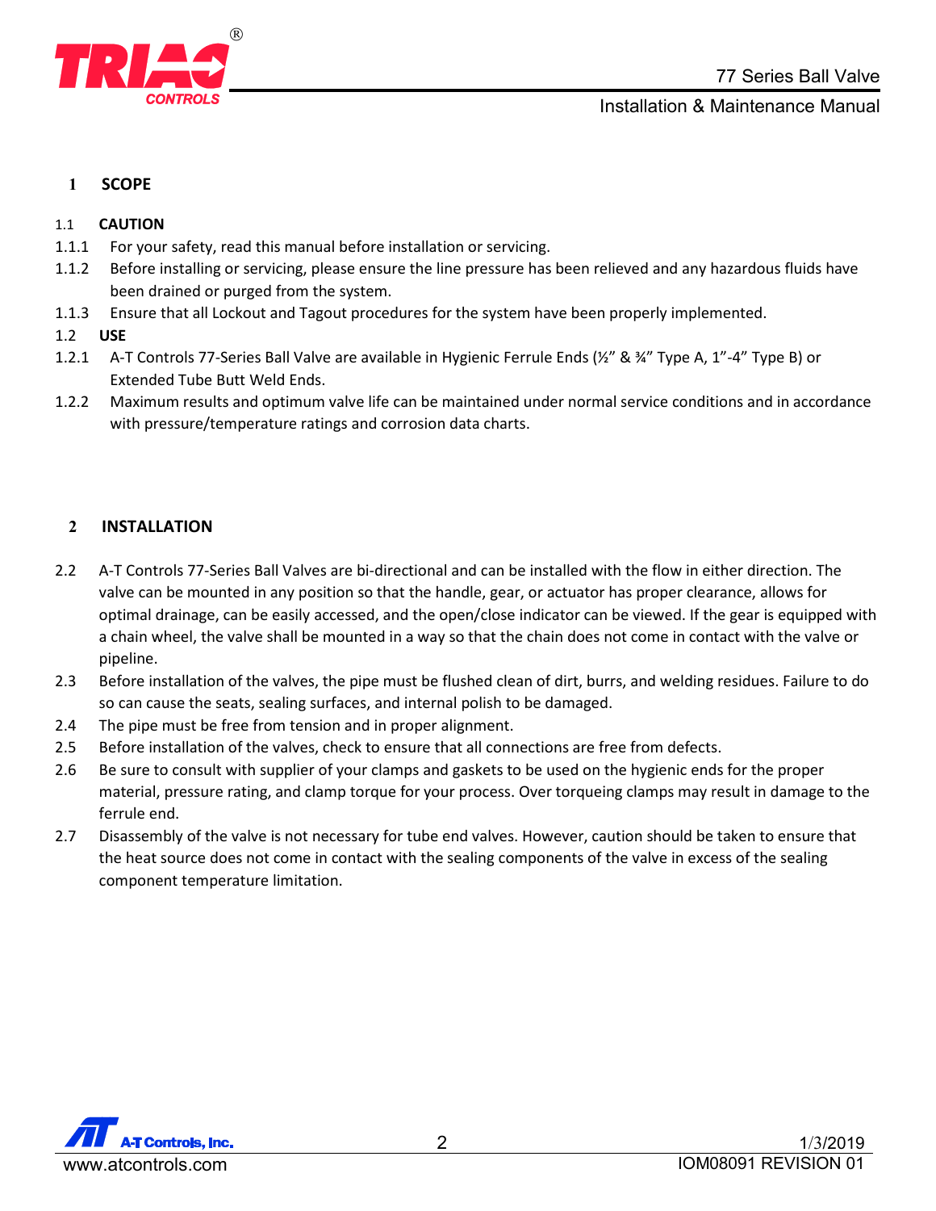# 1 SCOPE

## 1.1 CAUTION

1.1.1 For your safety, read this manual before installation or servicing.

1.1.2 Before installing or servicing, please ensure the line pressure has been relieved and any hazardous fluids have been drained or purged from the system.

1.1.3 Ensure that all Lockout and Tagout procedures for the system have been properly implemented.

## 1.2 USE

1.2.1 A-T Controls 77-Series Ball Valve are available in Hygienic Ferrule Ends (½" & ¾" Type A, 1"-4" Type B) or Extended Tube Butt Weld Ends.

1.2.2 Maximum results and optimum valve life can be maintained under normal service conditions and in accordance with pressure/temperature ratings and corrosion data charts.

# 2 INSTALLATION

2.2 A-T Controls 77-Series Ball Valves are bi-directional and can be installed with the flow in either direction. The valve can be mounted in any position so that the handle, gear, or actuator has proper clearance, allows for optimal drainage, can be easily accessed, and the open/close indicator can be viewed. If the gear is equipped with a chain wheel, the valve shall be mounted in a way so that the chain does not come in contact with the valve or pipeline.

2.3 Before installation of the valves, the pipe must be flushed clean of dirt, burrs, and welding residues. Failure to do so can cause the seats, sealing surfaces, and internal polish to be damaged.

2.4 The pipe must be free from tension and in proper alignment.

2.5 Before installation of the valves, check to ensure that all connections are free from defects.

2.6 Be sure to consult with supplier of your clamps and gaskets to be used on the hygienic ends for the proper material, pressure rating, and clamp torque for your process. Over torqueing clamps may result in damage to the ferrule end.

2.7 Disassembly of the valve is not necessary for tube end valves. However, caution should be taken to ensure that the heat source does not come in contact with the sealing components of the valve in excess of the sealing component temperature limitation.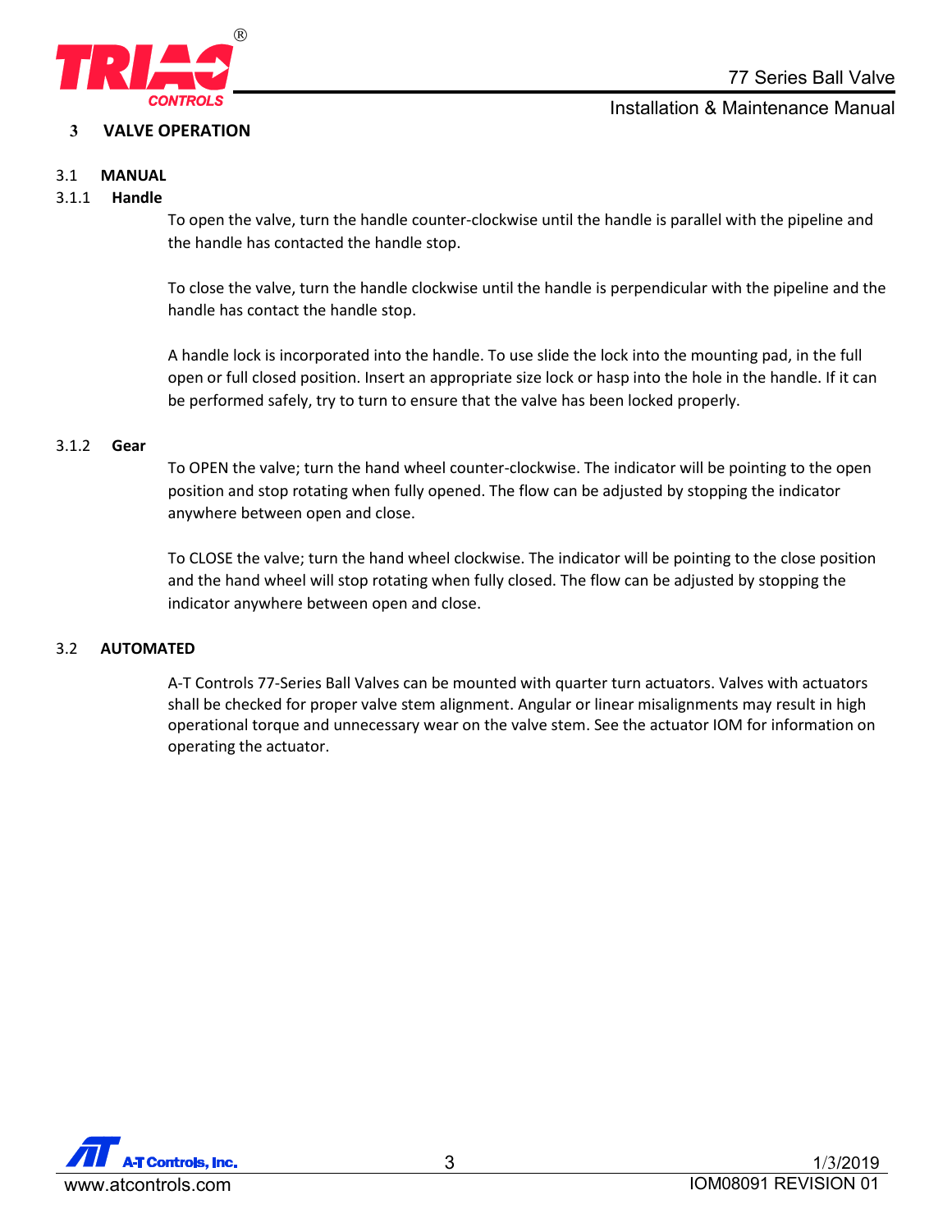# 3 VALVE OPERATION

## 3.1 MANUAL

### 3.1.1 Handle

To open the valve, turn the handle counter-clockwise until the handle is parallel with the pipeline and the handle has contacted the handle stop.

To close the valve, turn the handle clockwise until the handle is perpendicular with the pipeline and the handle has contact the handle stop.

A handle lock is incorporated into the handle. To use slide the lock into the mounting pad, in the full open or full closed position. Insert an appropriate size lock or hasp into the hole in the handle. If it can be performed safely, try to turn to ensure that the valve has been locked properly.

### 3.1.2 Gear

To OPEN the valve; turn the hand wheel counter-clockwise. The indicator will be pointing to the open position and stop rotating when fully opened. The flow can be adjusted by stopping the indicator anywhere between open and close.

To CLOSE the valve; turn the hand wheel clockwise. The indicator will be pointing to the close position and the hand wheel will stop rotating when fully closed. The flow can be adjusted by stopping the indicator anywhere between open and close.

## 3.2 AUTOMATED

A-T Controls 77-Series Ball Valves can be mounted with quarter turn actuators. Valves with actuators shall be checked for proper valve stem alignment. Angular or linear misalignments may result in high operational torque and unnecessary wear on the valve stem. See the actuator IOM for information on operating the actuator.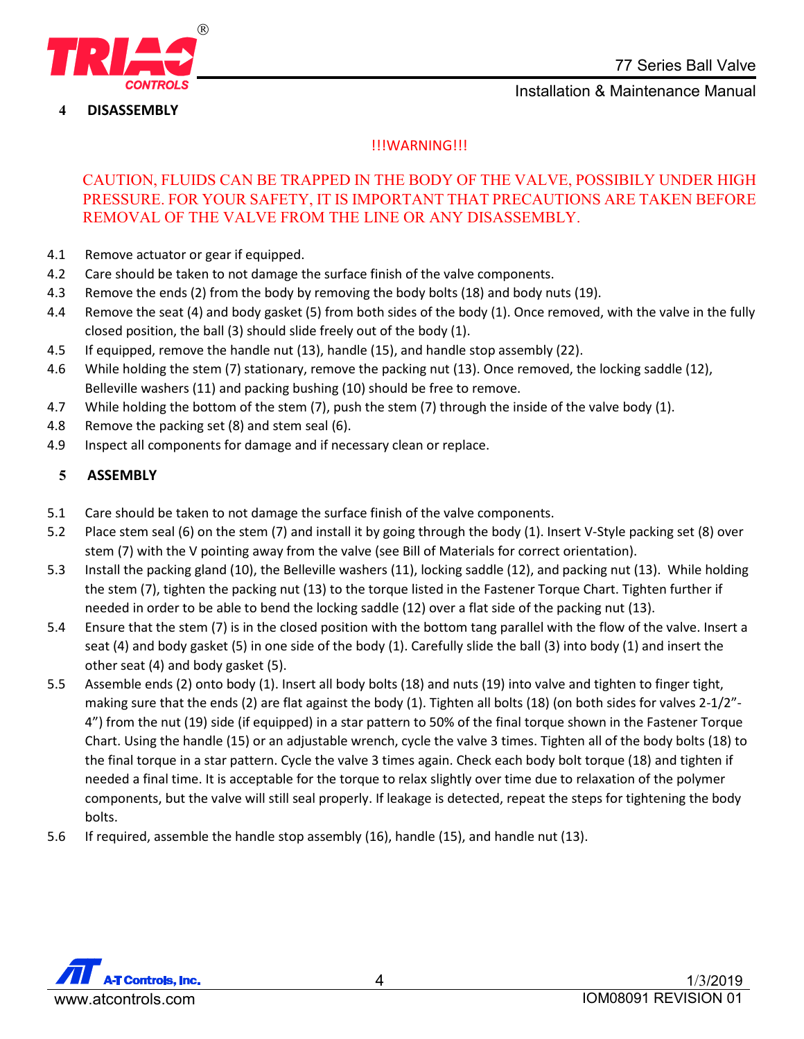## 4 DISASSEMBLY

!!!WARNING!!!

CAUTION, FLUIDS CAN BE TRAPPED IN THE BODY OF THE VALVE, POSSIBILY UNDER HIGH PRESSURE. FOR YOUR SAFETY, IT IS IMPORTANT THAT PRECAUTIONS ARE TAKEN BEFORE REMOVAL OF THE VALVE FROM THE LINE OR ANY DISASSEMBLY.

4.1 Remove actuator or gear if equipped.

4.2 Care should be taken to not damage the surface finish of the valve components.

4.3 Remove the ends (2) from the body by removing the body bolts (18) and body nuts (19).

4.4 Remove the seat (4) and body gasket (5) from both sides of the body (1). Once removed, with the valve in the fully closed position, the ball (3) should slide freely out of the body (1).

4.5 If equipped, remove the handle nut (13), handle (15), and handle stop assembly (22).

4.6 While holding the stem (7) stationary, remove the packing nut (13). Once removed, the locking saddle (12), Belleville washers (11) and packing bushing (10) should be free to remove.

4.7 While holding the bottom of the stem (7), push the stem (7) through the inside of the valve body (1).

4.8 Remove the packing set (8) and stem seal (6).

4.9 Inspect all components for damage and if necessary clean or replace.

## 5 ASSEMBLY

5.1 Care should be taken to not damage the surface finish of the valve components.

5.2 Place stem seal (6) on the stem (7) and install it by going through the body (1). Insert V-Style packing set (8) over stem (7) with the V pointing away from the valve (see Bill of Materials for correct orientation).

5.3 Install the packing gland (10), the Belleville washers (11), locking saddle (12), and packing nut (13). While holding the stem (7), tighten the packing nut (13) to the torque listed in the Fastener Torque Chart. Tighten further if needed in order to be able to bend the locking saddle (12) over a flat side of the packing nut (13).

5.4 Ensure that the stem (7) is in the closed position with the bottom tang parallel with the flow of the valve. Insert a seat (4) and body gasket (5) in one side of the body (1). Carefully slide the ball (3) into body (1) and insert the other seat (4) and body gasket (5).

5.5 Assemble ends (2) onto body (1). Insert all body bolts (18) and nuts (19) into valve and tighten to finger tight, making sure that the ends (2) are flat against the body (1). Tighten all bolts (18) (on both sides for valves 2-1/2"-4") from the nut (19) side (if equipped) in a star pattern to 50% of the final torque shown in the Fastener Torque Chart. Using the handle (15) or an adjustable wrench, cycle the valve 3 times. Tighten all of the body bolts (18) to the final torque in a star pattern. Cycle the valve 3 times again. Check each body bolt torque (18) and tighten if needed a final time. It is acceptable for the torque to relax slightly over time due to relaxation of the polymer components, but the valve will still seal properly. If leakage is detected, repeat the steps for tightening the body bolts.

5.6 If required, assemble the handle stop assembly (16), handle (15), and handle nut (13).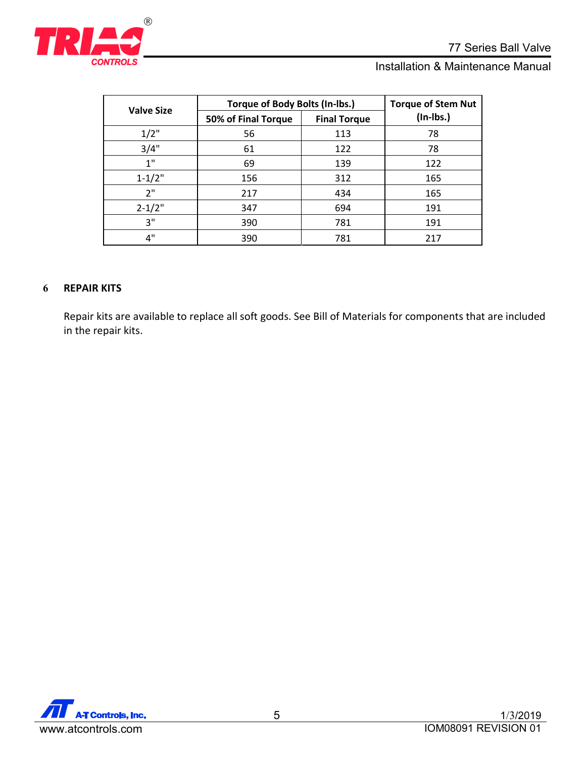| Valve Size | Torque of Body Bolts (In-lbs.) | | Torque of Stem Nut (In-lbs.) |
|---|---|---|---|
| | 50% of Final Torque | Final Torque | |
| 1/2" | 56 | 113 | 78 |
| 3/4" | 61 | 122 | 78 |
| 1" | 69 | 139 | 122 |
| 1-1/2" | 156 | 312 | 165 |
| 2" | 217 | 434 | 165 |
| 2-1/2" | 347 | 694 | 191 |
| 3" | 390 | 781 | 191 |
| 4" | 390 | 781 | 217 |

## 6 REPAIR KITS

Repair kits are available to replace all soft goods. See Bill of Materials for components that are included in the repair kits.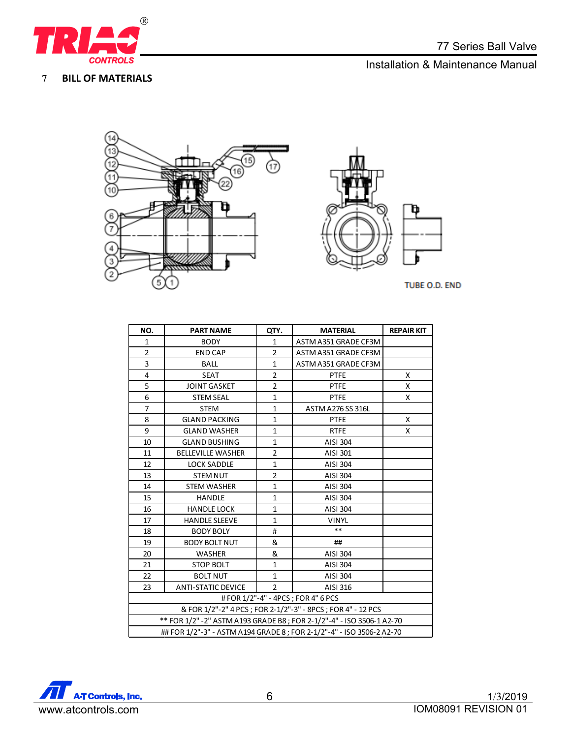## 7 BILL OF MATERIALS

TUBE O.D. END

| NO. | PART NAME | QTY. | MATERIAL | REPAIR KIT |
|---|---|---|---|---|
| 1 | BODY | 1 | ASTM A351 GRADE CF3M | |
| 2 | END CAP | 2 | ASTM A351 GRADE CF3M | |
| 3 | BALL | 1 | ASTM A351 GRADE CF3M | |
| 4 | SEAT | 2 | PTFE | X |
| 5 | JOINT GASKET | 2 | PTFE | X |
| 6 | STEM SEAL | 1 | PTFE | X |
| 7 | STEM | 1 | ASTM A276 SS 316L | |
| 8 | GLAND PACKING | 1 | PTFE | X |
| 9 | GLAND WASHER | 1 | RTFE | X |
| 10 | GLAND BUSHING | 1 | AISI 304 | |
| 11 | BELLEVILLE WASHER | 2 | AISI 301 | |
| 12 | LOCK SADDLE | 1 | AISI 304 | |
| 13 | STEM NUT | 2 | AISI 304 | |
| 14 | STEM WASHER | 1 | AISI 304 | |
| 15 | HANDLE | 1 | AISI 304 | |
| 16 | HANDLE LOCK | 1 | AISI 304 | |
| 17 | HANDLE SLEEVE | 1 | VINYL | |
| 18 | BODY BOLY | # | ** | |
| 19 | BODY BOLT NUT | & | ## | |
| 20 | WASHER | & | AISI 304 | |
| 21 | STOP BOLT | 1 | AISI 304 | |
| 22 | BOLT NUT | 1 | AISI 304 | |
| 23 | ANTI-STATIC DEVICE | 2 | AISI 316 | |
| # FOR 1/2"-4" - 4PCS ; FOR 4" 6 PCS | | | | |
| & FOR 1/2"-2" 4 PCS ; FOR 2-1/2"-3" - 8PCS ; FOR 4" - 12 PCS | | | | |
| ** FOR 1/2" -2" ASTM A193 GRADE B8 ; FOR 2-1/2"-4" - ISO 3506-1 A2-70 | | | | |
| ## FOR 1/2"-3" - ASTM A194 GRADE 8 ; FOR 2-1/2"-4" - ISO 3506-2 A2-70 | | | | |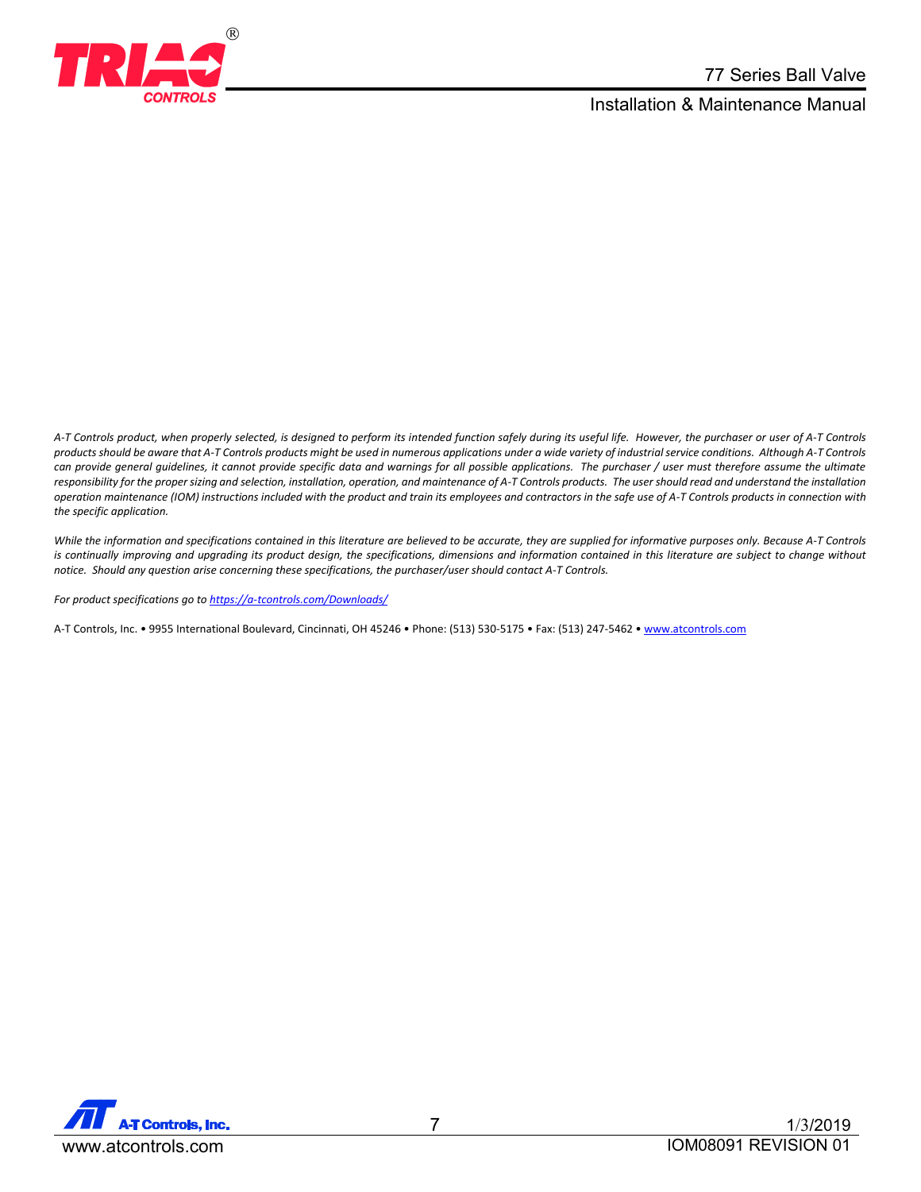*A-T Controls product, when properly selected, is designed to perform its intended function safely during its useful life. However, the purchaser or user of A-T Controls products should be aware that A-T Controls products might be used in numerous applications under a wide variety of industrial service conditions. Although A-T Controls can provide general guidelines, it cannot provide specific data and warnings for all possible applications. The purchaser / user must therefore assume the ultimate responsibility for the proper sizing and selection, installation, operation, and maintenance of A-T Controls products. The user should read and understand the installation operation maintenance (IOM) instructions included with the product and train its employees and contractors in the safe use of A-T Controls products in connection with the specific application.*

*While the information and specifications contained in this literature are believed to be accurate, they are supplied for informative purposes only. Because A-T Controls is continually improving and upgrading its product design, the specifications, dimensions and information contained in this literature are subject to change without notice. Should any question arise concerning these specifications, the purchaser/user should contact A-T Controls.*

*For product specifications go to [https://a-tcontrols.com/Downloads/](https://a-tcontrols.com/Downloads/)*

A-T Controls, Inc. • 9955 International Boulevard, Cincinnati, OH 45246 • Phone: (513) 530-5175 • Fax: (513) 247-5462 • [www.atcontrols.com](http://www.atcontrols.com)